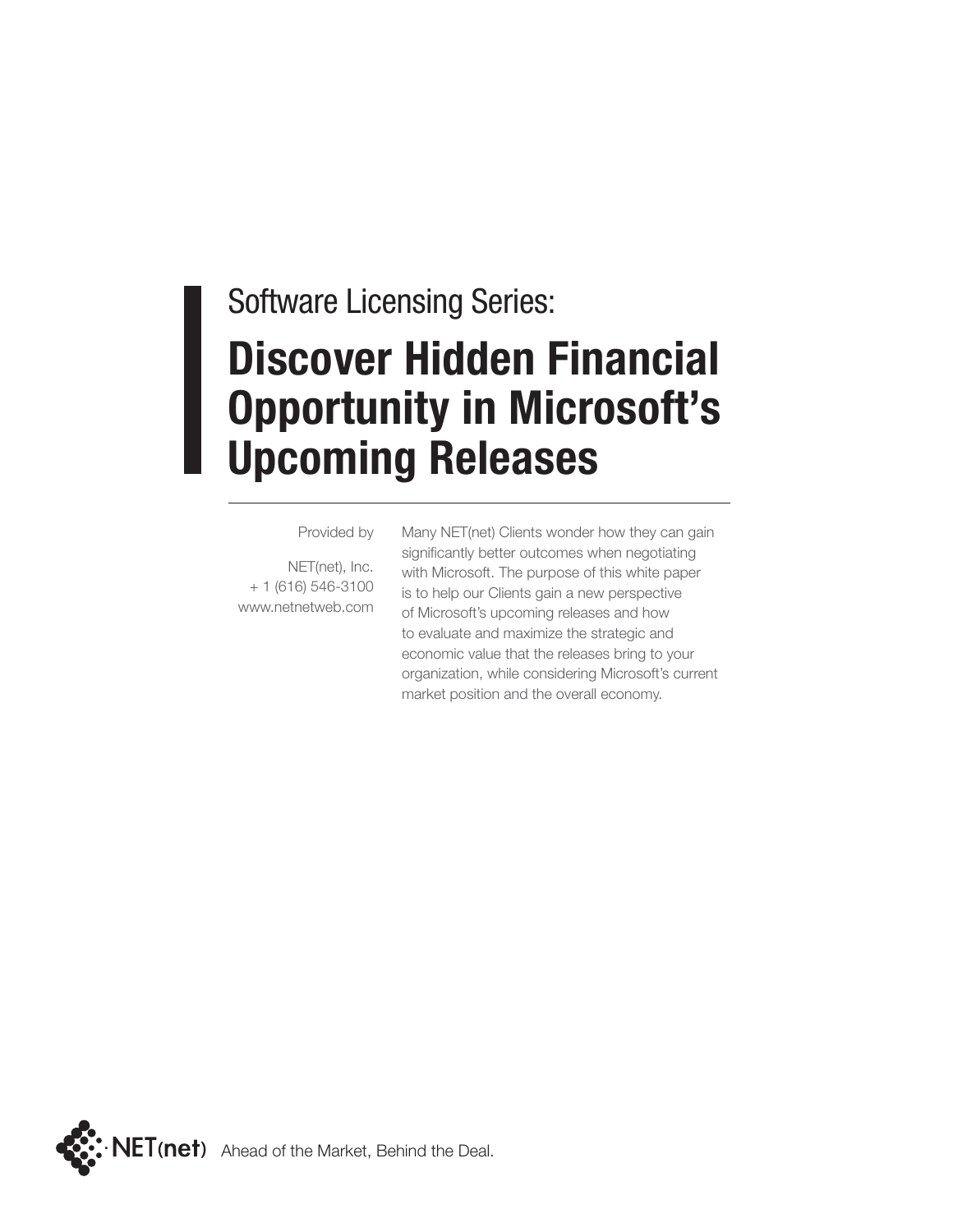Software Licensing Series:

# Discover Hidden Financial Opportunity in Microsoft's Upcoming Releases

Provided by

NET(net), Inc.
+ 1 (616) 546-3100
www.netnetweb.com

Many NET(net) Clients wonder how they can gain significantly better outcomes when negotiating with Microsoft. The purpose of this white paper is to help our Clients gain a new perspective of Microsoft's upcoming releases and how to evaluate and maximize the strategic and economic value that the releases bring to your organization, while considering Microsoft's current market position and the overall economy.

NET(net) Ahead of the Market, Behind the Deal.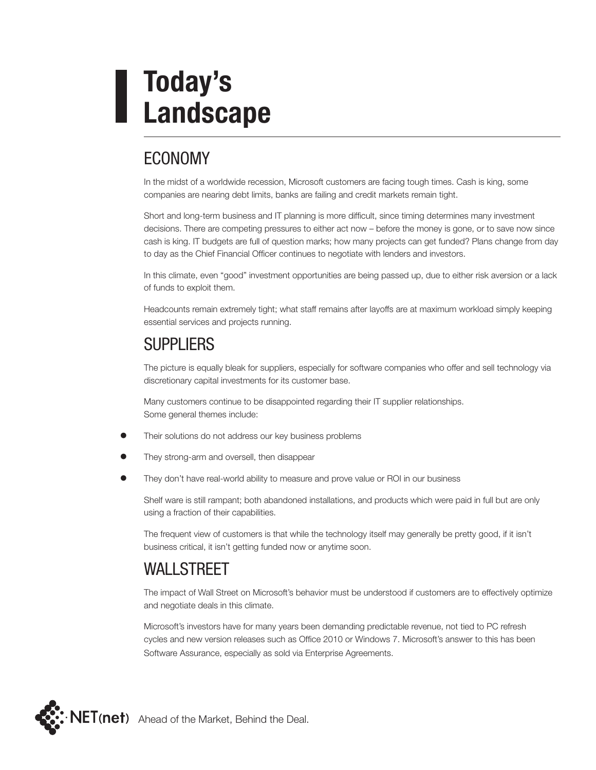# Today's Landscape

## ECONOMY

In the midst of a worldwide recession, Microsoft customers are facing tough times. Cash is king, some companies are nearing debt limits, banks are failing and credit markets remain tight.

Short and long-term business and IT planning is more difficult, since timing determines many investment decisions. There are competing pressures to either act now – before the money is gone, or to save now since cash is king. IT budgets are full of question marks; how many projects can get funded? Plans change from day to day as the Chief Financial Officer continues to negotiate with lenders and investors.

In this climate, even "good" investment opportunities are being passed up, due to either risk aversion or a lack of funds to exploit them.

Headcounts remain extremely tight; what staff remains after layoffs are at maximum workload simply keeping essential services and projects running.

## SUPPLIERS

The picture is equally bleak for suppliers, especially for software companies who offer and sell technology via discretionary capital investments for its customer base.

Many customers continue to be disappointed regarding their IT supplier relationships.
Some general themes include:

- Their solutions do not address our key business problems
- They strong-arm and oversell, then disappear
- They don't have real-world ability to measure and prove value or ROI in our business

Shelf ware is still rampant; both abandoned installations, and products which were paid in full but are only using a fraction of their capabilities.

The frequent view of customers is that while the technology itself may generally be pretty good, if it isn't business critical, it isn't getting funded now or anytime soon.

## WALLSTREET

The impact of Wall Street on Microsoft's behavior must be understood if customers are to effectively optimize and negotiate deals in this climate.

Microsoft's investors have for many years been demanding predictable revenue, not tied to PC refresh cycles and new version releases such as Office 2010 or Windows 7. Microsoft's answer to this has been Software Assurance, especially as sold via Enterprise Agreements.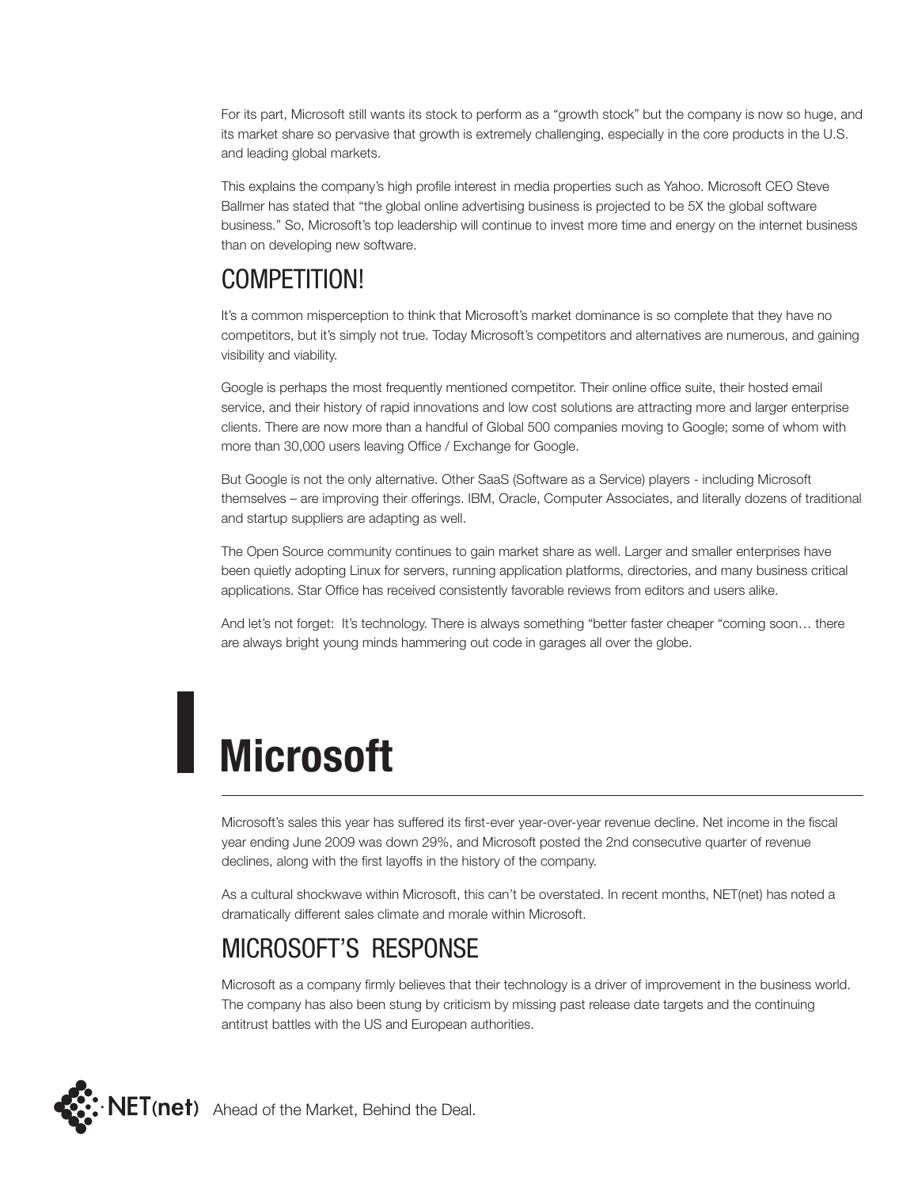For its part, Microsoft still wants its stock to perform as a "growth stock" but the company is now so huge, and its market share so pervasive that growth is extremely challenging, especially in the core products in the U.S. and leading global markets.

This explains the company's high profile interest in media properties such as Yahoo. Microsoft CEO Steve Ballmer has stated that "the global online advertising business is projected to be 5X the global software business." So, Microsoft's top leadership will continue to invest more time and energy on the internet business than on developing new software.

## COMPETITION!

It's a common misperception to think that Microsoft's market dominance is so complete that they have no competitors, but it's simply not true. Today Microsoft's competitors and alternatives are numerous, and gaining visibility and viability.

Google is perhaps the most frequently mentioned competitor. Their online office suite, their hosted email service, and their history of rapid innovations and low cost solutions are attracting more and larger enterprise clients. There are now more than a handful of Global 500 companies moving to Google; some of whom with more than 30,000 users leaving Office / Exchange for Google.

But Google is not the only alternative. Other SaaS (Software as a Service) players - including Microsoft themselves – are improving their offerings. IBM, Oracle, Computer Associates, and literally dozens of traditional and startup suppliers are adapting as well.

The Open Source community continues to gain market share as well. Larger and smaller enterprises have been quietly adopting Linux for servers, running application platforms, directories, and many business critical applications. Star Office has received consistently favorable reviews from editors and users alike.

And let's not forget: It's technology. There is always something "better faster cheaper "coming soon… there are always bright young minds hammering out code in garages all over the globe.

# Microsoft

Microsoft's sales this year has suffered its first-ever year-over-year revenue decline. Net income in the fiscal year ending June 2009 was down 29%, and Microsoft posted the 2nd consecutive quarter of revenue declines, along with the first layoffs in the history of the company.

As a cultural shockwave within Microsoft, this can't be overstated. In recent months, NET(net) has noted a dramatically different sales climate and morale within Microsoft.

## MICROSOFT'S RESPONSE

Microsoft as a company firmly believes that their technology is a driver of improvement in the business world. The company has also been stung by criticism by missing past release date targets and the continuing antitrust battles with the US and European authorities.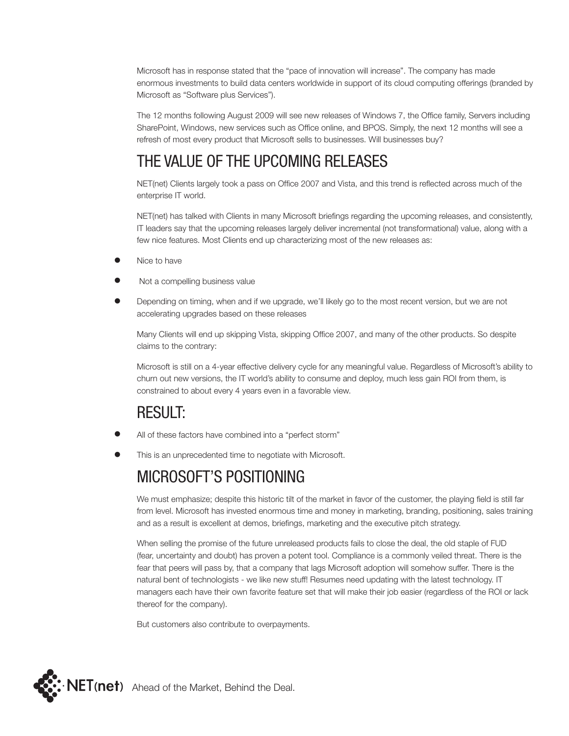Microsoft has in response stated that the "pace of innovation will increase". The company has made enormous investments to build data centers worldwide in support of its cloud computing offerings (branded by Microsoft as "Software plus Services").

The 12 months following August 2009 will see new releases of Windows 7, the Office family, Servers including SharePoint, Windows, new services such as Office online, and BPOS. Simply, the next 12 months will see a refresh of most every product that Microsoft sells to businesses. Will businesses buy?

## THE VALUE OF THE UPCOMING RELEASES

NET(net) Clients largely took a pass on Office 2007 and Vista, and this trend is reflected across much of the enterprise IT world.

NET(net) has talked with Clients in many Microsoft briefings regarding the upcoming releases, and consistently, IT leaders say that the upcoming releases largely deliver incremental (not transformational) value, along with a few nice features. Most Clients end up characterizing most of the new releases as:

- Nice to have
- Not a compelling business value
- Depending on timing, when and if we upgrade, we'll likely go to the most recent version, but we are not accelerating upgrades based on these releases

Many Clients will end up skipping Vista, skipping Office 2007, and many of the other products. So despite claims to the contrary:

Microsoft is still on a 4-year effective delivery cycle for any meaningful value. Regardless of Microsoft's ability to churn out new versions, the IT world's ability to consume and deploy, much less gain ROI from them, is constrained to about every 4 years even in a favorable view.

## RESULT:

- All of these factors have combined into a "perfect storm"
- This is an unprecedented time to negotiate with Microsoft.

## MICROSOFT'S POSITIONING

We must emphasize; despite this historic tilt of the market in favor of the customer, the playing field is still far from level. Microsoft has invested enormous time and money in marketing, branding, positioning, sales training and as a result is excellent at demos, briefings, marketing and the executive pitch strategy.

When selling the promise of the future unreleased products fails to close the deal, the old staple of FUD (fear, uncertainty and doubt) has proven a potent tool. Compliance is a commonly veiled threat. There is the fear that peers will pass by, that a company that lags Microsoft adoption will somehow suffer. There is the natural bent of technologists - we like new stuff! Resumes need updating with the latest technology. IT managers each have their own favorite feature set that will make their job easier (regardless of the ROI or lack thereof for the company).

But customers also contribute to overpayments.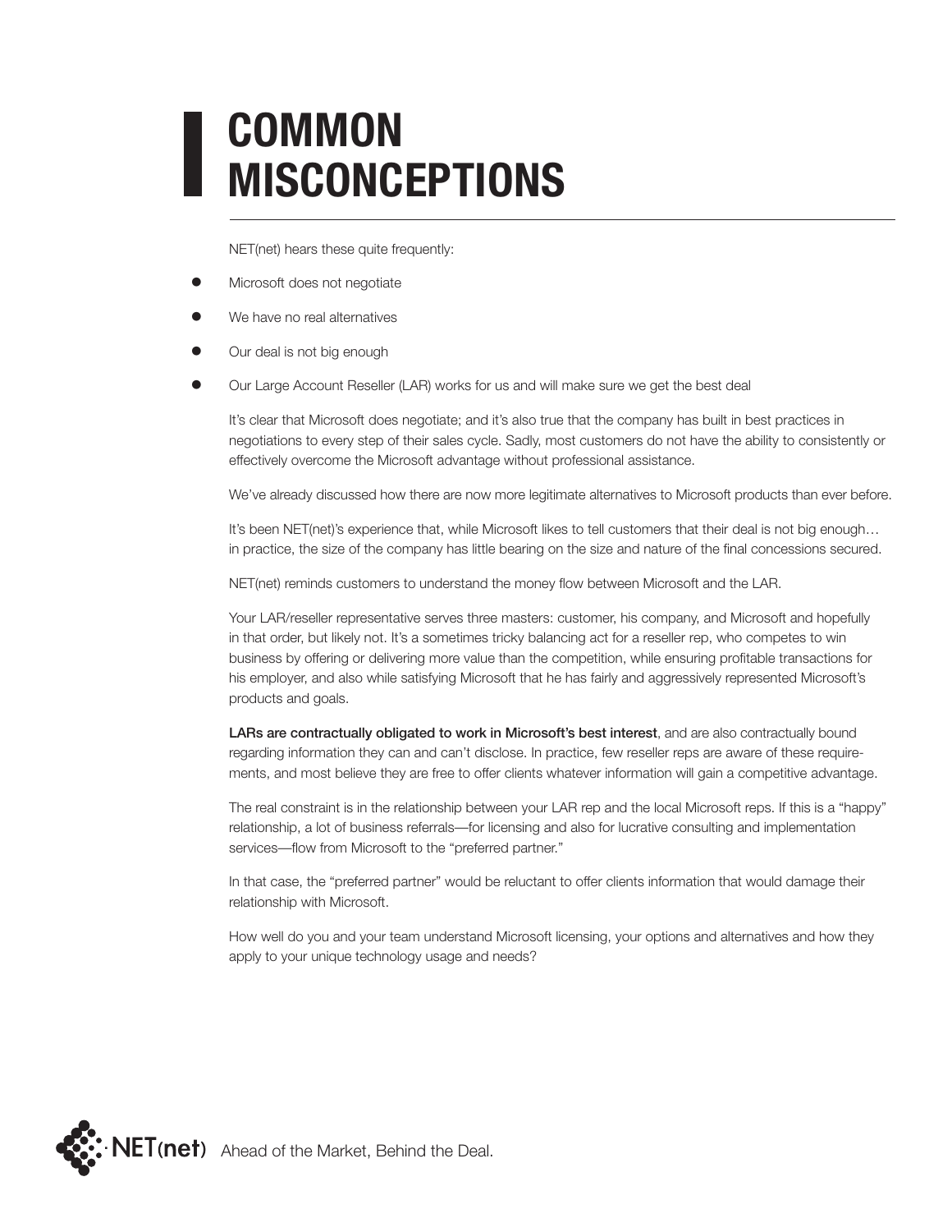# COMMON MISCONCEPTIONS

NET(net) hears these quite frequently:

- Microsoft does not negotiate
- We have no real alternatives
- Our deal is not big enough
- Our Large Account Reseller (LAR) works for us and will make sure we get the best deal

It's clear that Microsoft does negotiate; and it's also true that the company has built in best practices in negotiations to every step of their sales cycle. Sadly, most customers do not have the ability to consistently or effectively overcome the Microsoft advantage without professional assistance.

We've already discussed how there are now more legitimate alternatives to Microsoft products than ever before.

It's been NET(net)'s experience that, while Microsoft likes to tell customers that their deal is not big enough… in practice, the size of the company has little bearing on the size and nature of the final concessions secured.

NET(net) reminds customers to understand the money flow between Microsoft and the LAR.

Your LAR/reseller representative serves three masters: customer, his company, and Microsoft and hopefully in that order, but likely not. It's a sometimes tricky balancing act for a reseller rep, who competes to win business by offering or delivering more value than the competition, while ensuring profitable transactions for his employer, and also while satisfying Microsoft that he has fairly and aggressively represented Microsoft's products and goals.

**LARs are contractually obligated to work in Microsoft's best interest**, and are also contractually bound regarding information they can and can't disclose. In practice, few reseller reps are aware of these requirements, and most believe they are free to offer clients whatever information will gain a competitive advantage.

The real constraint is in the relationship between your LAR rep and the local Microsoft reps. If this is a "happy" relationship, a lot of business referrals—for licensing and also for lucrative consulting and implementation services—flow from Microsoft to the "preferred partner."

In that case, the "preferred partner" would be reluctant to offer clients information that would damage their relationship with Microsoft.

How well do you and your team understand Microsoft licensing, your options and alternatives and how they apply to your unique technology usage and needs?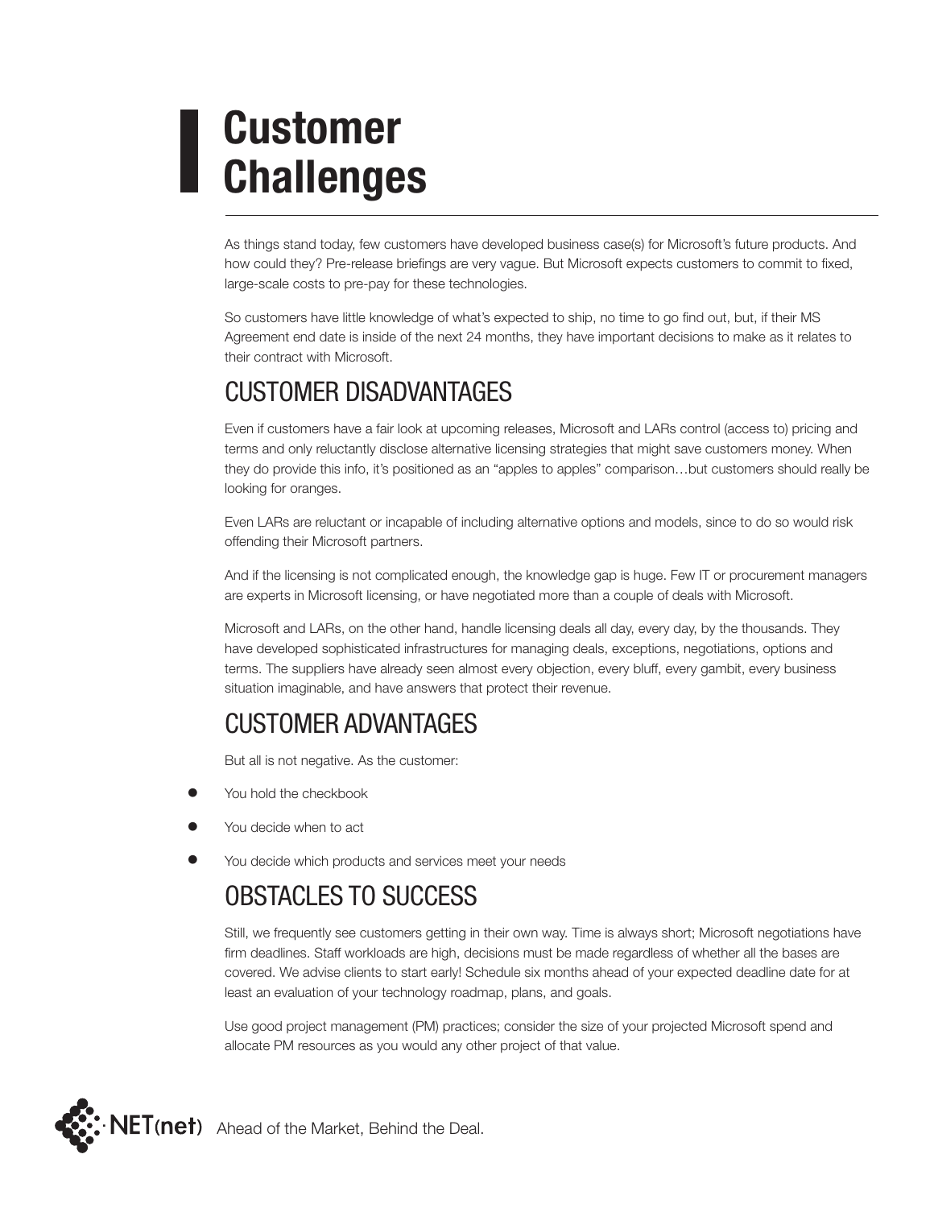# Customer Challenges

As things stand today, few customers have developed business case(s) for Microsoft's future products. And how could they? Pre-release briefings are very vague. But Microsoft expects customers to commit to fixed, large-scale costs to pre-pay for these technologies.

So customers have little knowledge of what's expected to ship, no time to go find out, but, if their MS Agreement end date is inside of the next 24 months, they have important decisions to make as it relates to their contract with Microsoft.

## CUSTOMER DISADVANTAGES

Even if customers have a fair look at upcoming releases, Microsoft and LARs control (access to) pricing and terms and only reluctantly disclose alternative licensing strategies that might save customers money. When they do provide this info, it's positioned as an "apples to apples" comparison…but customers should really be looking for oranges.

Even LARs are reluctant or incapable of including alternative options and models, since to do so would risk offending their Microsoft partners.

And if the licensing is not complicated enough, the knowledge gap is huge. Few IT or procurement managers are experts in Microsoft licensing, or have negotiated more than a couple of deals with Microsoft.

Microsoft and LARs, on the other hand, handle licensing deals all day, every day, by the thousands. They have developed sophisticated infrastructures for managing deals, exceptions, negotiations, options and terms. The suppliers have already seen almost every objection, every bluff, every gambit, every business situation imaginable, and have answers that protect their revenue.

## CUSTOMER ADVANTAGES

But all is not negative. As the customer:

- You hold the checkbook
- You decide when to act
- You decide which products and services meet your needs

## OBSTACLES TO SUCCESS

Still, we frequently see customers getting in their own way. Time is always short; Microsoft negotiations have firm deadlines. Staff workloads are high, decisions must be made regardless of whether all the bases are covered. We advise clients to start early! Schedule six months ahead of your expected deadline date for at least an evaluation of your technology roadmap, plans, and goals.

Use good project management (PM) practices; consider the size of your projected Microsoft spend and allocate PM resources as you would any other project of that value.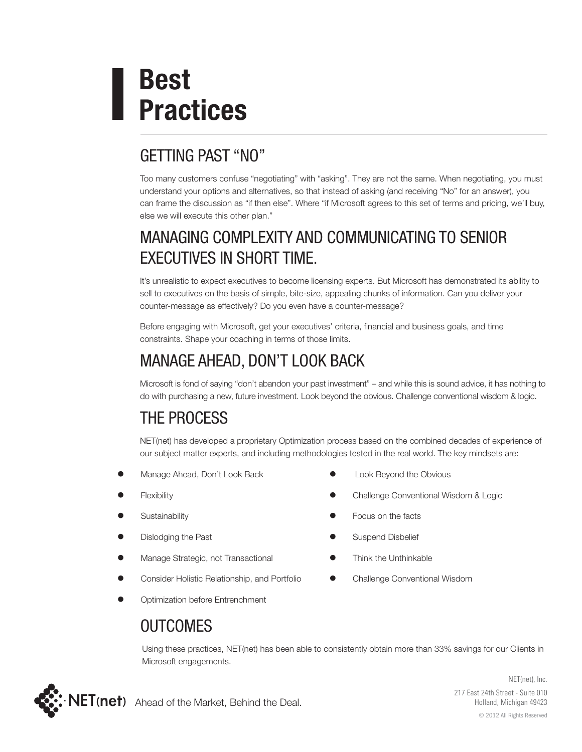# Best Practices

## GETTING PAST "NO"

Too many customers confuse "negotiating" with "asking". They are not the same. When negotiating, you must understand your options and alternatives, so that instead of asking (and receiving "No" for an answer), you can frame the discussion as "if then else". Where "if Microsoft agrees to this set of terms and pricing, we'll buy, else we will execute this other plan."

## MANAGING COMPLEXITY AND COMMUNICATING TO SENIOR EXECUTIVES IN SHORT TIME.

It's unrealistic to expect executives to become licensing experts. But Microsoft has demonstrated its ability to sell to executives on the basis of simple, bite-size, appealing chunks of information. Can you deliver your counter-message as effectively? Do you even have a counter-message?

Before engaging with Microsoft, get your executives' criteria, financial and business goals, and time constraints. Shape your coaching in terms of those limits.

## MANAGE AHEAD, DON'T LOOK BACK

Microsoft is fond of saying "don't abandon your past investment" – and while this is sound advice, it has nothing to do with purchasing a new, future investment. Look beyond the obvious. Challenge conventional wisdom & logic.

## THE PROCESS

NET(net) has developed a proprietary Optimization process based on the combined decades of experience of our subject matter experts, and including methodologies tested in the real world. The key mindsets are:

- Manage Ahead, Don't Look Back
- Flexibility
- Sustainability
- Dislodging the Past
- Manage Strategic, not Transactional
- Consider Holistic Relationship, and Portfolio
- Optimization before Entrenchment
- Look Beyond the Obvious
- Challenge Conventional Wisdom & Logic
- Focus on the facts
- Suspend Disbelief
- Think the Unthinkable
- Challenge Conventional Wisdom

## OUTCOMES

Using these practices, NET(net) has been able to consistently obtain more than 33% savings for our Clients in Microsoft engagements.

NET(net) Ahead of the Market, Behind the Deal.

NET(net), Inc.
217 East 24th Street - Suite 010
Holland, Michigan 49423
© 2012 All Rights Reserved